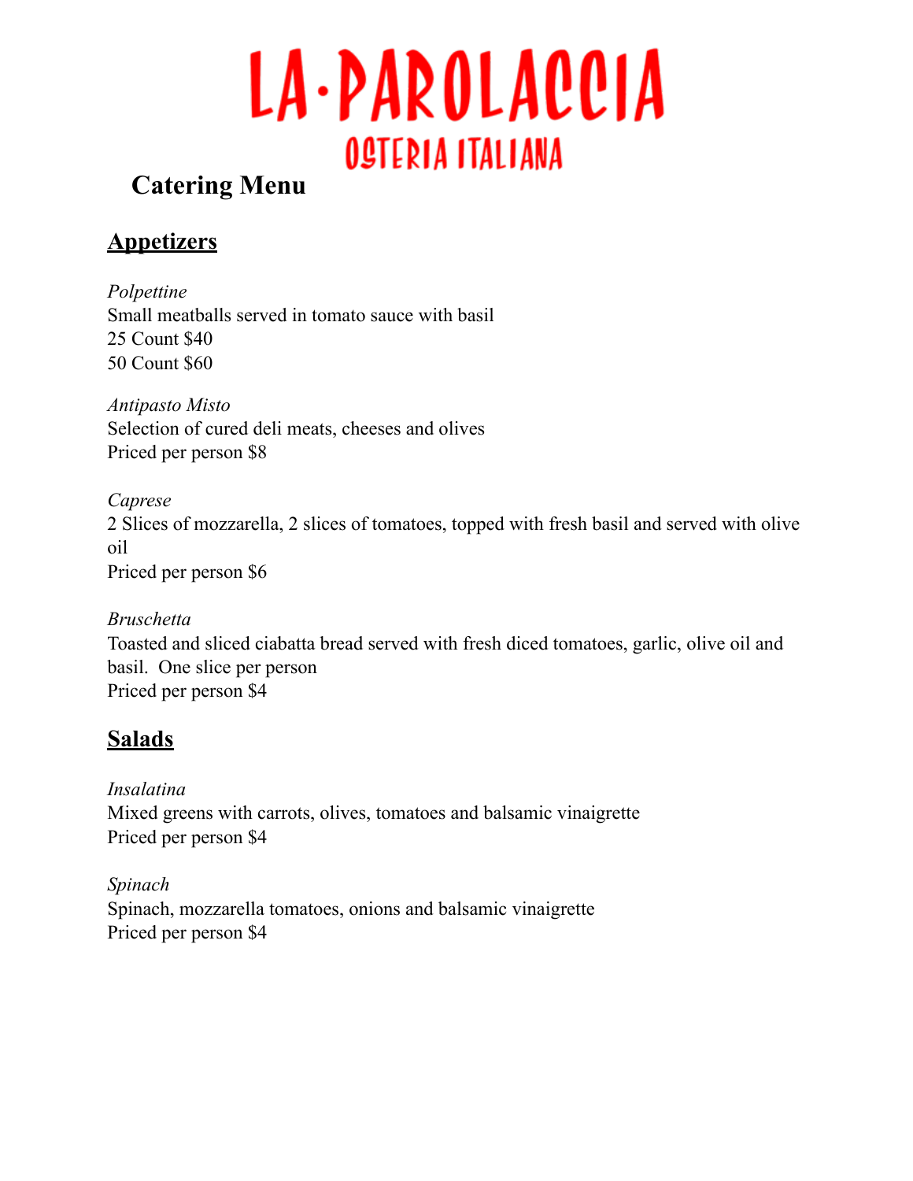# LA·PAROLACCIA

## OSTERIA ITALIANA

## Catering Menu

### Appetizers

*Polpettine*
Small meatballs served in tomato sauce with basil
25 Count $40
50 Count $60

*Antipasto Misto*
Selection of cured deli meats, cheeses and olives
Priced per person $8

*Caprese*
2 Slices of mozzarella, 2 slices of tomatoes, topped with fresh basil and served with olive oil
Priced per person $6

*Bruschetta*
Toasted and sliced ciabatta bread served with fresh diced tomatoes, garlic, olive oil and basil. One slice per person
Priced per person $4

### Salads

*Insalatina*
Mixed greens with carrots, olives, tomatoes and balsamic vinaigrette
Priced per person $4

*Spinach*
Spinach, mozzarella tomatoes, onions and balsamic vinaigrette
Priced per person $4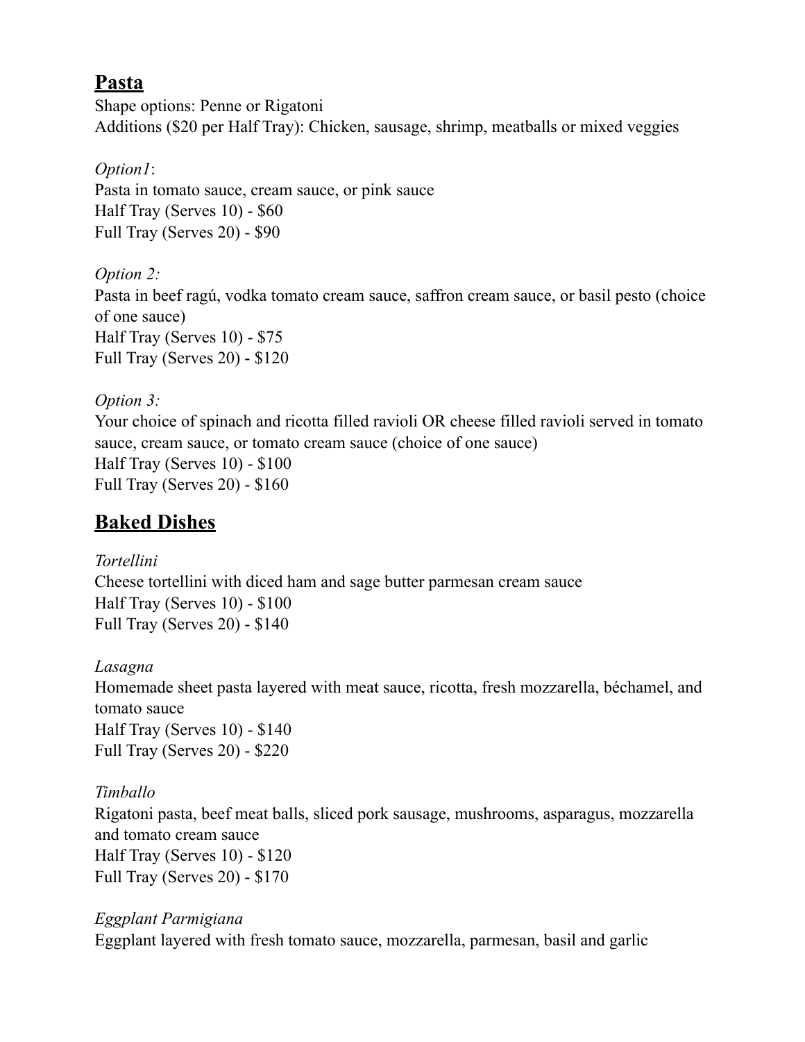## Pasta

Shape options: Penne or Rigatoni
Additions ($20 per Half Tray): Chicken, sausage, shrimp, meatballs or mixed veggies

*Option1*:
Pasta in tomato sauce, cream sauce, or pink sauce
Half Tray (Serves 10) - $60
Full Tray (Serves 20) - $90

*Option 2:*
Pasta in beef ragú, vodka tomato cream sauce, saffron cream sauce, or basil pesto (choice of one sauce)
Half Tray (Serves 10) - $75
Full Tray (Serves 20) - $120

*Option 3:*
Your choice of spinach and ricotta filled ravioli OR cheese filled ravioli served in tomato sauce, cream sauce, or tomato cream sauce (choice of one sauce)
Half Tray (Serves 10) - $100
Full Tray (Serves 20) - $160

## Baked Dishes

*Tortellini*
Cheese tortellini with diced ham and sage butter parmesan cream sauce
Half Tray (Serves 10) - $100
Full Tray (Serves 20) - $140

*Lasagna*
Homemade sheet pasta layered with meat sauce, ricotta, fresh mozzarella, béchamel, and tomato sauce
Half Tray (Serves 10) - $140
Full Tray (Serves 20) - $220

*Timballo*
Rigatoni pasta, beef meat balls, sliced pork sausage, mushrooms, asparagus, mozzarella and tomato cream sauce
Half Tray (Serves 10) - $120
Full Tray (Serves 20) - $170

*Eggplant Parmigiana*
Eggplant layered with fresh tomato sauce, mozzarella, parmesan, basil and garlic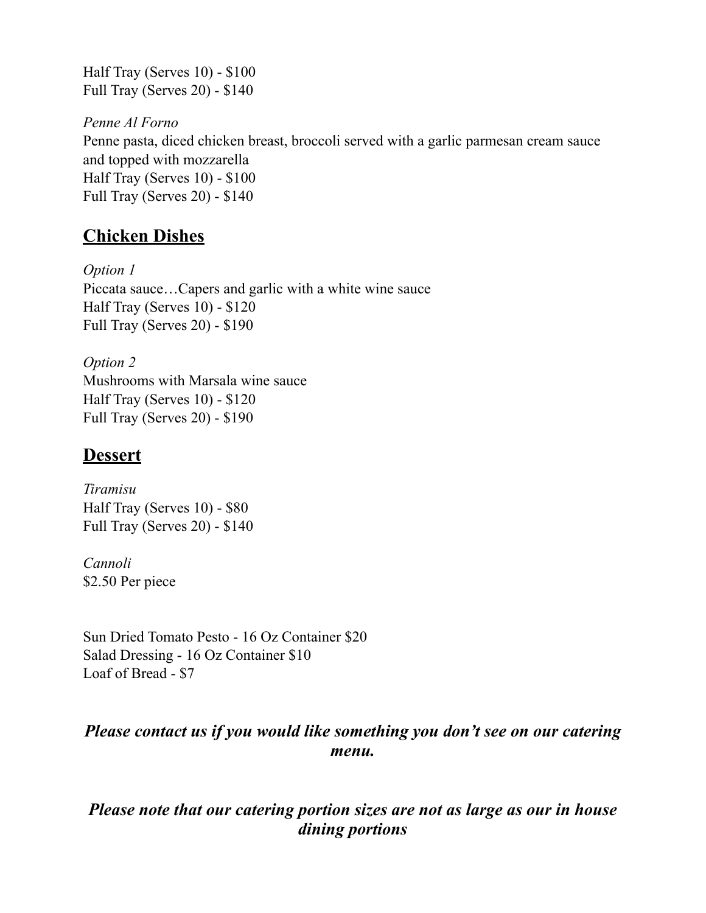Half Tray (Serves 10) - $100
Full Tray (Serves 20) - $140

*Penne Al Forno*
Penne pasta, diced chicken breast, broccoli served with a garlic parmesan cream sauce and topped with mozzarella
Half Tray (Serves 10) - $100
Full Tray (Serves 20) - $140

## Chicken Dishes

*Option 1*
Piccata sauce…Capers and garlic with a white wine sauce
Half Tray (Serves 10) - $120
Full Tray (Serves 20) - $190

*Option 2*
Mushrooms with Marsala wine sauce
Half Tray (Serves 10) - $120
Full Tray (Serves 20) - $190

## Dessert

*Tiramisu*
Half Tray (Serves 10) - $80
Full Tray (Serves 20) - $140

*Cannoli*
$2.50 Per piece

Sun Dried Tomato Pesto - 16 Oz Container $20
Salad Dressing - 16 Oz Container $10
Loaf of Bread - $7

***Please contact us if you would like something you don't see on our catering menu.***

***Please note that our catering portion sizes are not as large as our in house dining portions***